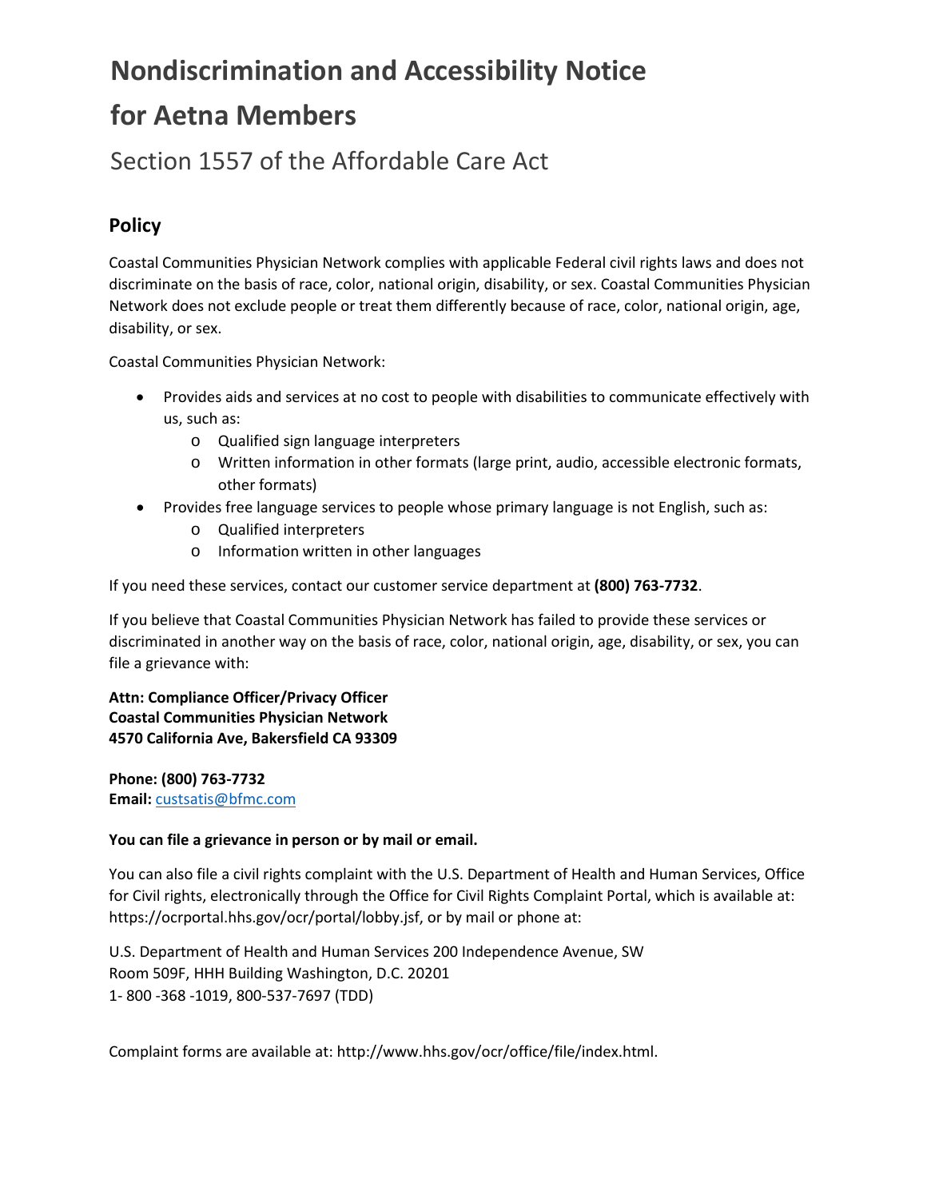# Nondiscrimination and Accessibility Notice for Aetna Members

## Section 1557 of the Affordable Care Act

### Policy

Coastal Communities Physician Network complies with applicable Federal civil rights laws and does not discriminate on the basis of race, color, national origin, disability, or sex. Coastal Communities Physician Network does not exclude people or treat them differently because of race, color, national origin, age, disability, or sex.

Coastal Communities Physician Network:

- Provides aids and services at no cost to people with disabilities to communicate effectively with us, such as:
  - Qualified sign language interpreters
  - Written information in other formats (large print, audio, accessible electronic formats, other formats)
- Provides free language services to people whose primary language is not English, such as:
  - Qualified interpreters
  - Information written in other languages

If you need these services, contact our customer service department at **(800) 763-7732**.

If you believe that Coastal Communities Physician Network has failed to provide these services or discriminated in another way on the basis of race, color, national origin, age, disability, or sex, you can file a grievance with:

**Attn: Compliance Officer/Privacy Officer**
**Coastal Communities Physician Network**
**4570 California Ave, Bakersfield CA 93309**

**Phone: (800) 763-7732**
**Email:** custsatis@bfmc.com

**You can file a grievance in person or by mail or email.**

You can also file a civil rights complaint with the U.S. Department of Health and Human Services, Office for Civil rights, electronically through the Office for Civil Rights Complaint Portal, which is available at: https://ocrportal.hhs.gov/ocr/portal/lobby.jsf, or by mail or phone at:

U.S. Department of Health and Human Services 200 Independence Avenue, SW
Room 509F, HHH Building Washington, D.C. 20201
1- 800 -368 -1019, 800-537-7697 (TDD)

Complaint forms are available at: http://www.hhs.gov/ocr/office/file/index.html.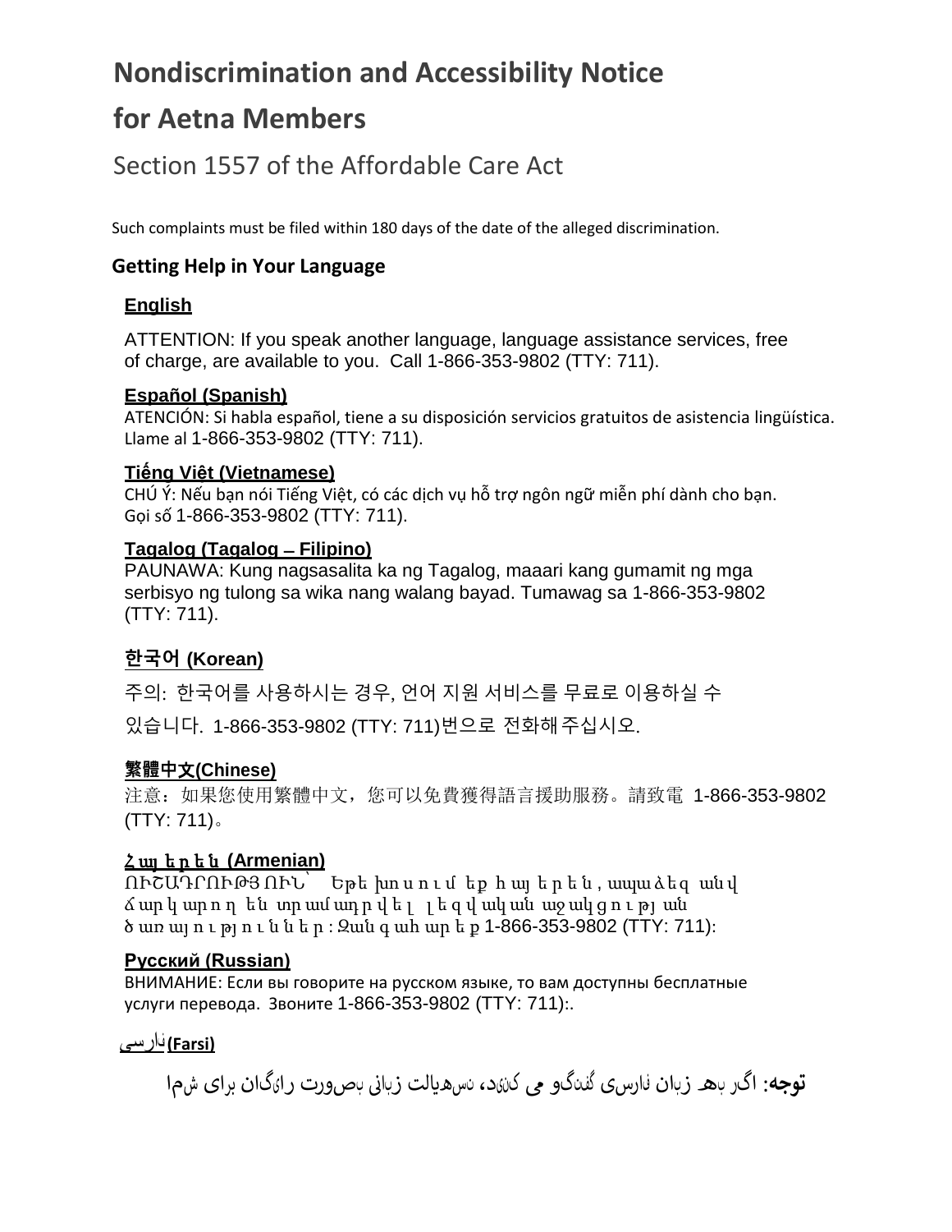# Nondiscrimination and Accessibility Notice for Aetna Members

## Section 1557 of the Affordable Care Act

Such complaints must be filed within 180 days of the date of the alleged discrimination.

### Getting Help in Your Language

**English**

ATTENTION: If you speak another language, language assistance services, free of charge, are available to you. Call 1-866-353-9802 (TTY: 711).

**Español (Spanish)**

ATENCIÓN: Si habla español, tiene a su disposición servicios gratuitos de asistencia lingüística. Llame al 1-866-353-9802 (TTY: 711).

**Tiếng Việt (Vietnamese)**

CHÚ Ý: Nếu bạn nói Tiếng Việt, có các dịch vụ hỗ trợ ngôn ngữ miễn phí dành cho bạn. Gọi số 1-866-353-9802 (TTY: 711).

**Tagalog (Tagalog – Filipino)**

PAUNAWA: Kung nagsasalita ka ng Tagalog, maaari kang gumamit ng mga serbisyo ng tulong sa wika nang walang bayad. Tumawag sa 1-866-353-9802 (TTY: 711).

**한국어 (Korean)**

주의: 한국어를 사용하시는 경우, 언어 지원 서비스를 무료로 이용하실 수 있습니다. 1-866-353-9802 (TTY: 711)번으로 전화해 주십시오.

**繁體中文(Chinese)**

注意：如果您使用繁體中文，您可以免費獲得語言援助服務。請致電 1-866-353-9802 (TTY: 711)。

**Հայերեն (Armenian)**

ՈՒՇԱԴՐՈՒԹՅՈՒՆ՝ Եթե խոսում եք հայերեն, ապա ձեզ անվճար կարող են տրամադրվել լեզվական աջակցության ծառայություններ: Զանգահարեք 1-866-353-9802 (TTY: 711):

**Русский (Russian)**

ВНИМАНИЕ: Если вы говорите на русском языке, то вам доступны бесплатные услуги перевода. Звоните 1-866-353-9802 (TTY: 711):.

**فارسی (Farsi)**

**توجه:** اگر به زبان فارسی گفتگو می کنید، تسهیلات زبانی بصورت رایگان برای شما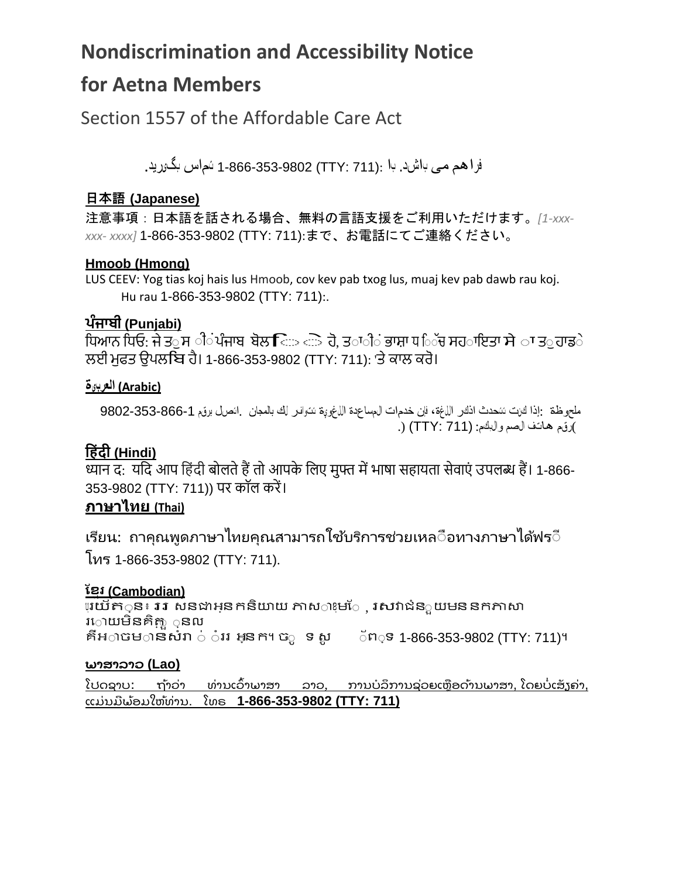# Nondiscrimination and Accessibility Notice for Aetna Members

Section 1557 of the Affordable Care Act

فراهم می باشد. با :(TTY: 711) 1-866-353-9802 تماس بگیرید.

### 日本語 (Japanese)

注意事項：日本語を話される場合、無料の言語支援をご利用いただけます。*[1-xxx-xxx- xxxx]* 1-866-353-9802 (TTY: 711):まで、お電話にてご連絡ください。

### Hmoob (Hmong)

LUS CEEV: Yog tias koj hais lus Hmoob, cov kev pab txog lus, muaj kev pab dawb rau koj. Hu rau 1-866-353-9802 (TTY: 711):.

### ਪੰਜਾਬੀ (Punjabi)

ਧਿਆਨ ਦਿਓ: ਜੇ ਤੁਸੀਂ ਪੰਜਾਬੀ ਬੋਲਦੇ ਹੋ, ਤਾਂ ਭਾਸ਼ਾ ਵਿੱਚ ਸਹਾਇਤਾ ਸੇਵਾ ਤੁਹਾਡੇ ਲਈ ਮੁਫਤ ਉਪਲਬਧ ਹੈ। 1-866-353-9802 (TTY: 711): 'ਤੇ ਕਾਲ ਕਰੋ।

### العربية (Arabic)

ملحوظة: إذا كنت تتحدث اذكر اللغة، فإن خدمات المساعدة اللغوية تتوافر لك بالمجان. اتصل برقم 1-866-353-9802 (رقم هاتف الصم والبكم: (TTY: 711) ).

### हिंदी (Hindi)

ध्यान दें: यदि आप हिंदी बोलते हैं तो आपके लिए मुफ्त में भाषा सहायता सेवाएं उपलब्ध हैं। 1-866-353-9802 (TTY: 711)) पर कॉल करें।

### ภาษาไทย (Thai)

เรียน: ถ้าคุณพูดภาษาไทยคุณสามารถใช้บริการช่วยเหลือทางภาษาได้ฟรี โทร 1-866-353-9802 (TTY: 711).

### ខ្មែរ (Cambodian)

ប្រយ័ត្ន៖ បើសិនជាអ្នកនិយាយ ភាសាខ្មែរ, សេវាជំនួយមននកភាសា ដោយមិនគិតឈ្នួល គឺអាចមានសំរាប់បំរើ អ្នក។ ចូរ ទូរស័ព្ទ 1-866-353-9802 (TTY: 711)។

### ພາສາລາວ (Lao)

ໂປດຊາບ: ຖ້າວ່າ ທ່ານເວົ້າພາສາ ລາວ, ການບໍລິການຊ່ວຍເຫຼືອດ້ານພາສາ, ໂດຍບໍ່ເສັຽຄ່າ, ແມ່ນມີພ້ອມໃຫ້ທ່ານ. ໂທຣ **1-866-353-9802 (TTY: 711)**